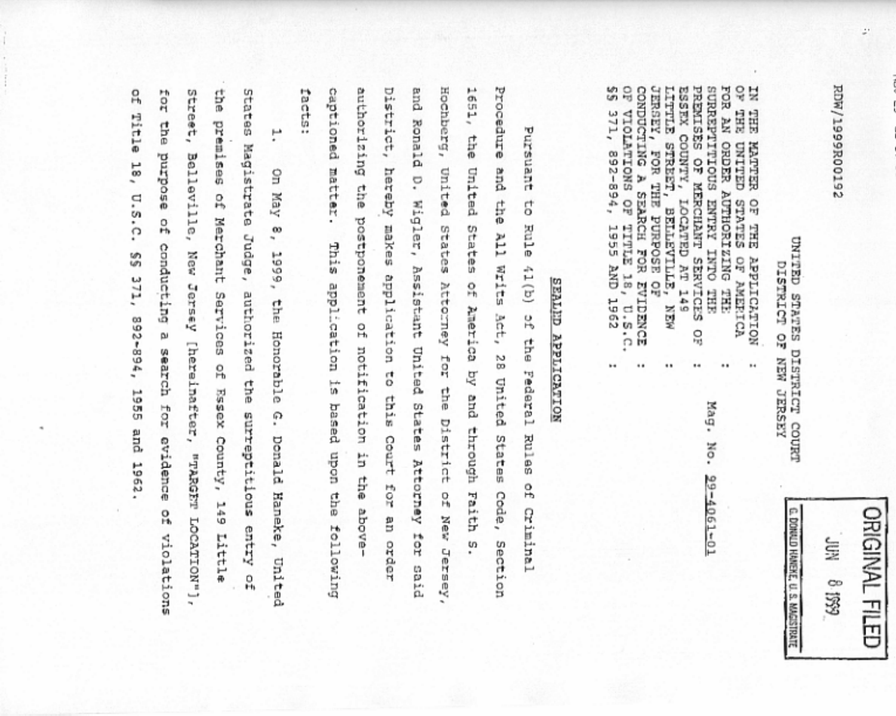RDW/1999R00192

UNITED STATES DISTRICT COURT
DISTRICT OF NEW JERSEY

**ORIGINAL FILED**
JUN 8 1999
G. DONALD HANEKE, U.S. MAGISTRATE

IN THE MATTER OF THE APPLICATION OF THE UNITED STATES OF AMERICA FOR AN ORDER AUTHORIZING THE SURREPTITIOUS ENTRY INTO THE PREMISES OF MERCHANT SERVICES OF ESSEX COUNTY, LOCATED AT 149 LITTLE STREET, BELLEVILLE, NEW JERSEY, FOR THE PURPOSE OF CONDUCTING A SEARCH FOR EVIDENCE OF VIOLATIONS OF TITLE 18, U.S.C. §§ 371, 892-894, 1955 AND 1962

Mag. No. 99-4061-01

## SEALED APPLICATION

Pursuant to Rule 41(b) of the Federal Rules of Criminal Procedure and the All Writs Act, 28 United States Code, Section 1651, the United States of America by and through Faith S. Hochberg, United States Attorney for the District of New Jersey, and Ronald D. Wigler, Assistant United States Attorney for said District, hereby makes application to this Court for an order authorizing the postponement of notification in the above-captioned matter. This application is based upon the following facts:

1. On May 8, 1999, the Honorable G. Donald Haneke, United States Magistrate Judge, authorized the surreptitious entry of the premises of Merchant Services of Essex County, 149 Little Street, Belleville, New Jersey [hereinafter, "TARGET LOCATION"], for the purpose of conducting a search for evidence of violations of Title 18, U.S.C. §§ 371, 892-894, 1955 and 1962.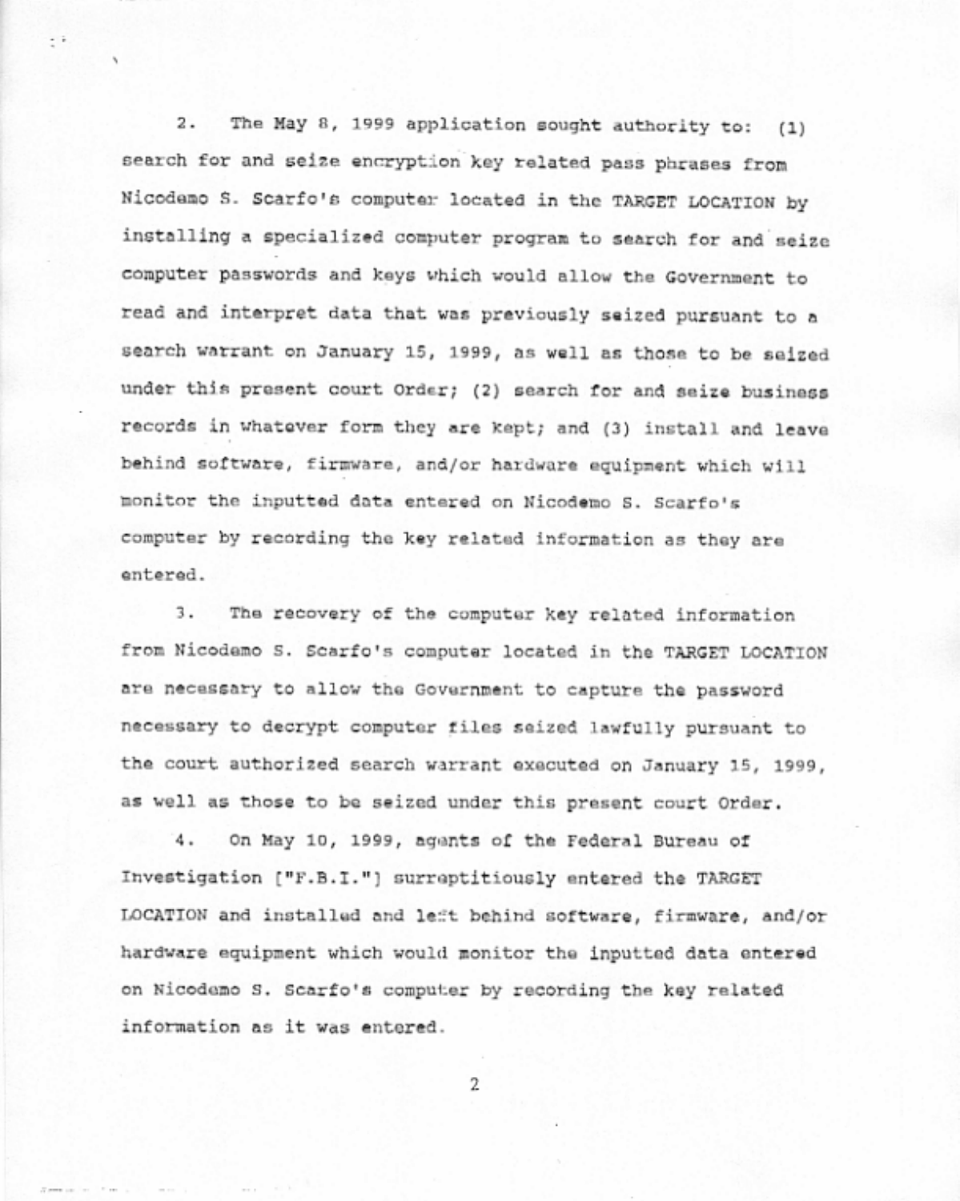2. The May 8, 1999 application sought authority to: (1) search for and seize encryption key related pass phrases from Nicodemo S. Scarfo's computer located in the TARGET LOCATION by installing a specialized computer program to search for and seize computer passwords and keys which would allow the Government to read and interpret data that was previously seized pursuant to a search warrant on January 15, 1999, as well as those to be seized under this present court Order; (2) search for and seize business records in whatever form they are kept; and (3) install and leave behind software, firmware, and/or hardware equipment which will monitor the inputted data entered on Nicodemo S. Scarfo's computer by recording the key related information as they are entered.

3. The recovery of the computer key related information from Nicodemo S. Scarfo's computer located in the TARGET LOCATION are necessary to allow the Government to capture the password necessary to decrypt computer files seized lawfully pursuant to the court authorized search warrant executed on January 15, 1999, as well as those to be seized under this present court Order.

4. On May 10, 1999, agents of the Federal Bureau of Investigation ["F.B.I."] surreptitiously entered the TARGET LOCATION and installed and left behind software, firmware, and/or hardware equipment which would monitor the inputted data entered on Nicodemo S. Scarfo's computer by recording the key related information as it was entered.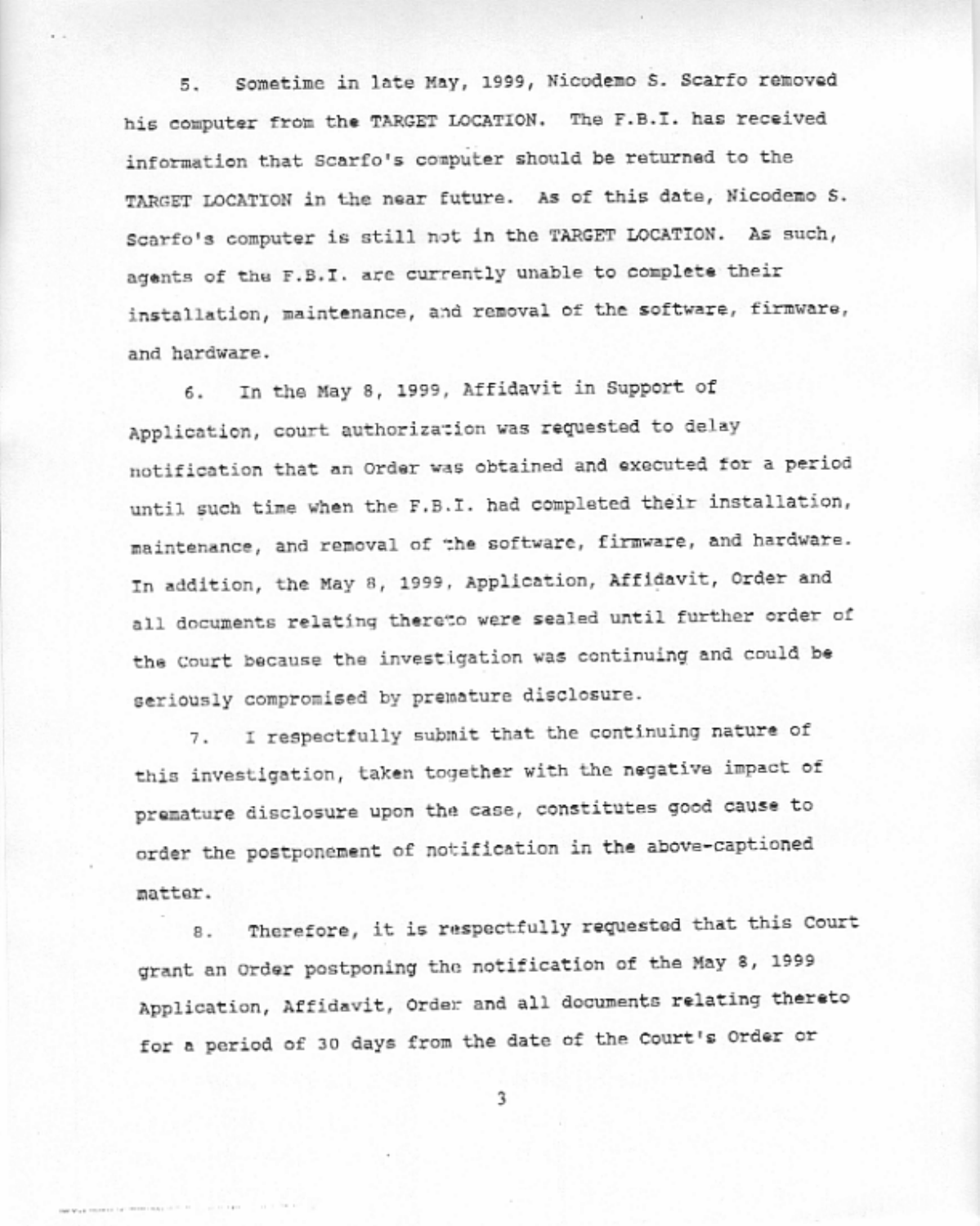5. Sometime in late May, 1999, Nicodemo S. Scarfo removed his computer from the TARGET LOCATION. The F.B.I. has received information that Scarfo's computer should be returned to the TARGET LOCATION in the near future. As of this date, Nicodemo S. Scarfo's computer is still not in the TARGET LOCATION. As such, agents of the F.B.I. are currently unable to complete their installation, maintenance, and removal of the software, firmware, and hardware.

6. In the May 8, 1999, Affidavit in Support of Application, court authorization was requested to delay notification that an Order was obtained and executed for a period until such time when the F.B.I. had completed their installation, maintenance, and removal of the software, firmware, and hardware. In addition, the May 8, 1999, Application, Affidavit, Order and all documents relating thereto were sealed until further order of the Court because the investigation was continuing and could be seriously compromised by premature disclosure.

7. I respectfully submit that the continuing nature of this investigation, taken together with the negative impact of premature disclosure upon the case, constitutes good cause to order the postponement of notification in the above-captioned matter.

8. Therefore, it is respectfully requested that this Court grant an Order postponing the notification of the May 8, 1999 Application, Affidavit, Order and all documents relating thereto for a period of 30 days from the date of the Court's Order or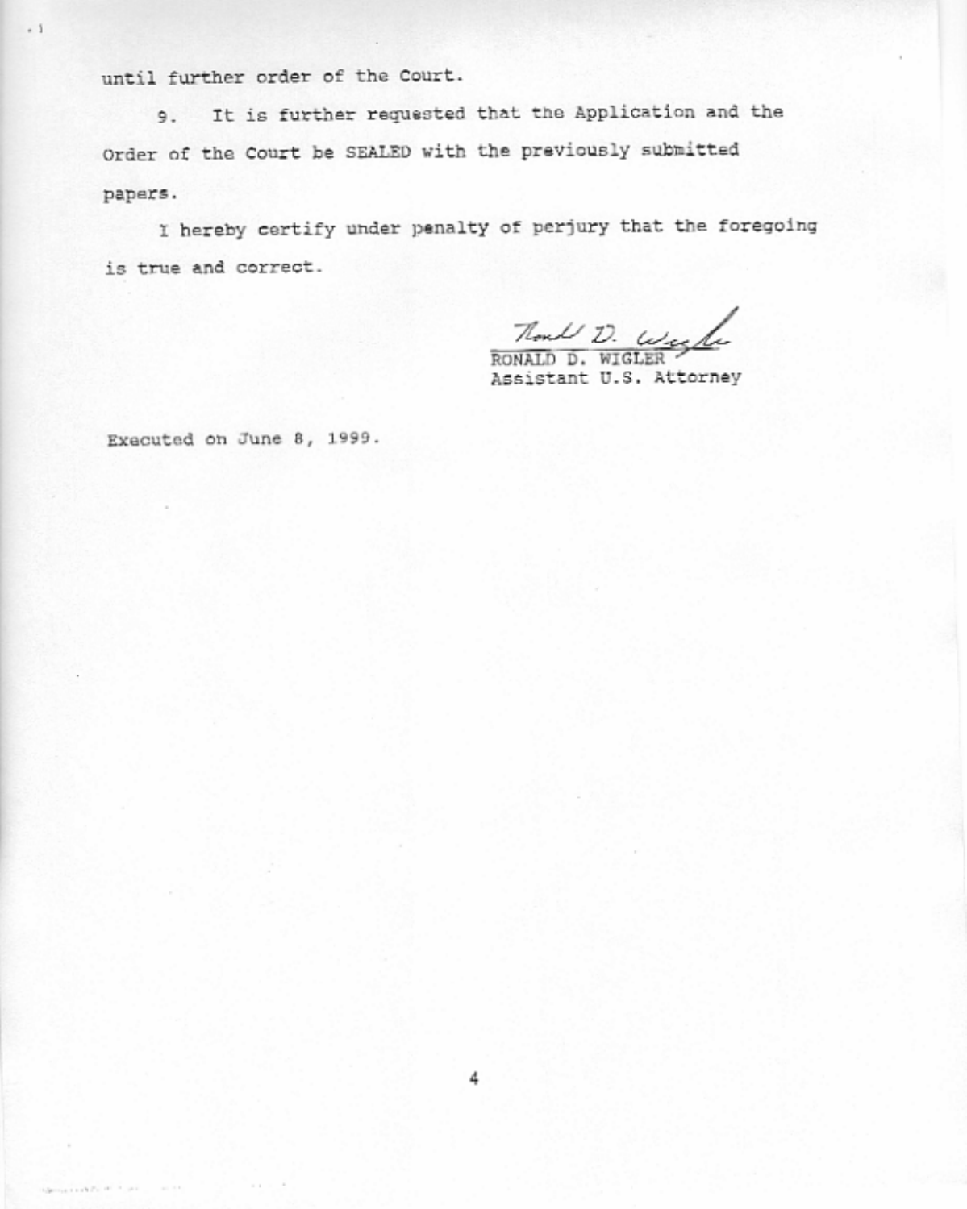until further order of the Court.

9. It is further requested that the Application and the Order of the Court be SEALED with the previously submitted papers.

I hereby certify under penalty of perjury that the foregoing is true and correct.

RONALD D. WIGLER
Assistant U.S. Attorney

Executed on June 8, 1999.